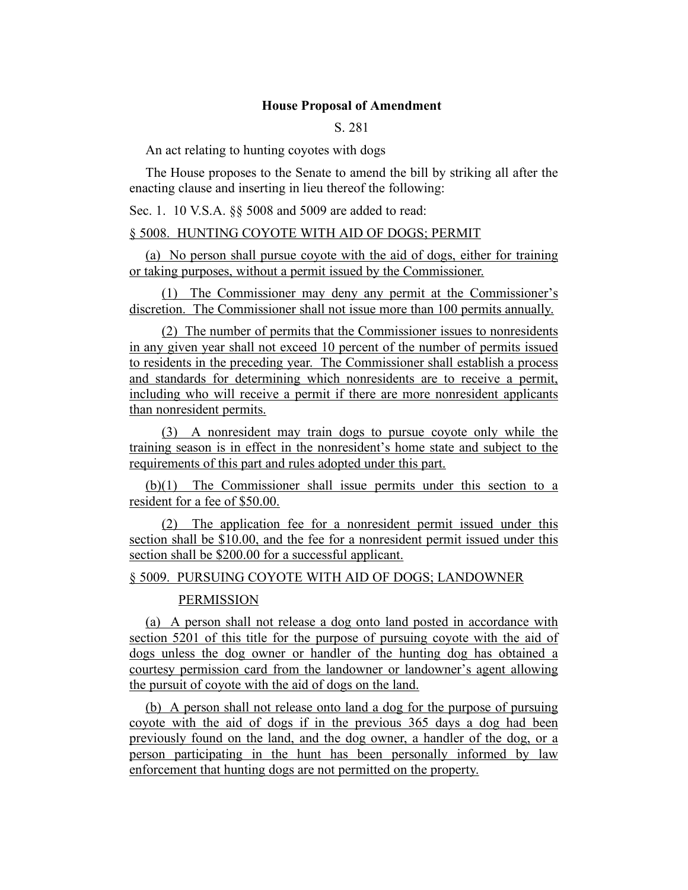**House Proposal of Amendment**

S. 281

An act relating to hunting coyotes with dogs

The House proposes to the Senate to amend the bill by striking all after the enacting clause and inserting in lieu thereof the following:

Sec. 1. 10 V.S.A. §§ 5008 and 5009 are added to read:

§ 5008. HUNTING COYOTE WITH AID OF DOGS; PERMIT

(a) No person shall pursue coyote with the aid of dogs, either for training or taking purposes, without a permit issued by the Commissioner.

(1) The Commissioner may deny any permit at the Commissioner's discretion. The Commissioner shall not issue more than 100 permits annually.

(2) The number of permits that the Commissioner issues to nonresidents in any given year shall not exceed 10 percent of the number of permits issued to residents in the preceding year. The Commissioner shall establish a process and standards for determining which nonresidents are to receive a permit, including who will receive a permit if there are more nonresident applicants than nonresident permits.

(3) A nonresident may train dogs to pursue coyote only while the training season is in effect in the nonresident's home state and subject to the requirements of this part and rules adopted under this part.

(b)(1) The Commissioner shall issue permits under this section to a resident for a fee of $50.00.

(2) The application fee for a nonresident permit issued under this section shall be $10.00, and the fee for a nonresident permit issued under this section shall be $200.00 for a successful applicant.

§ 5009. PURSUING COYOTE WITH AID OF DOGS; LANDOWNER PERMISSION

(a) A person shall not release a dog onto land posted in accordance with section 5201 of this title for the purpose of pursuing coyote with the aid of dogs unless the dog owner or handler of the hunting dog has obtained a courtesy permission card from the landowner or landowner's agent allowing the pursuit of coyote with the aid of dogs on the land.

(b) A person shall not release onto land a dog for the purpose of pursuing coyote with the aid of dogs if in the previous 365 days a dog had been previously found on the land, and the dog owner, a handler of the dog, or a person participating in the hunt has been personally informed by law enforcement that hunting dogs are not permitted on the property.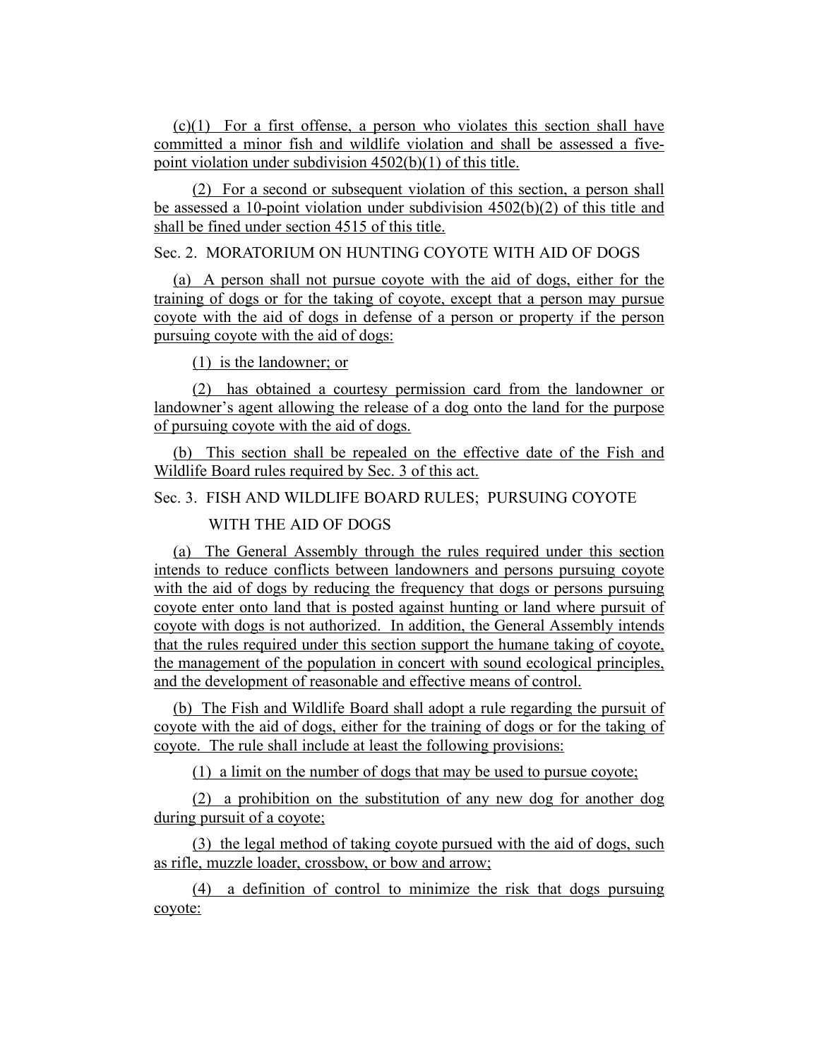(c)(1) For a first offense, a person who violates this section shall have committed a minor fish and wildlife violation and shall be assessed a five-point violation under subdivision 4502(b)(1) of this title.

(2) For a second or subsequent violation of this section, a person shall be assessed a 10-point violation under subdivision 4502(b)(2) of this title and shall be fined under section 4515 of this title.

Sec. 2. MORATORIUM ON HUNTING COYOTE WITH AID OF DOGS

(a) A person shall not pursue coyote with the aid of dogs, either for the training of dogs or for the taking of coyote, except that a person may pursue coyote with the aid of dogs in defense of a person or property if the person pursuing coyote with the aid of dogs:

(1) is the landowner; or

(2) has obtained a courtesy permission card from the landowner or landowner's agent allowing the release of a dog onto the land for the purpose of pursuing coyote with the aid of dogs.

(b) This section shall be repealed on the effective date of the Fish and Wildlife Board rules required by Sec. 3 of this act.

Sec. 3. FISH AND WILDLIFE BOARD RULES; PURSUING COYOTE WITH THE AID OF DOGS

(a) The General Assembly through the rules required under this section intends to reduce conflicts between landowners and persons pursuing coyote with the aid of dogs by reducing the frequency that dogs or persons pursuing coyote enter onto land that is posted against hunting or land where pursuit of coyote with dogs is not authorized. In addition, the General Assembly intends that the rules required under this section support the humane taking of coyote, the management of the population in concert with sound ecological principles, and the development of reasonable and effective means of control.

(b) The Fish and Wildlife Board shall adopt a rule regarding the pursuit of coyote with the aid of dogs, either for the training of dogs or for the taking of coyote. The rule shall include at least the following provisions:

(1) a limit on the number of dogs that may be used to pursue coyote;

(2) a prohibition on the substitution of any new dog for another dog during pursuit of a coyote;

(3) the legal method of taking coyote pursued with the aid of dogs, such as rifle, muzzle loader, crossbow, or bow and arrow;

(4) a definition of control to minimize the risk that dogs pursuing coyote: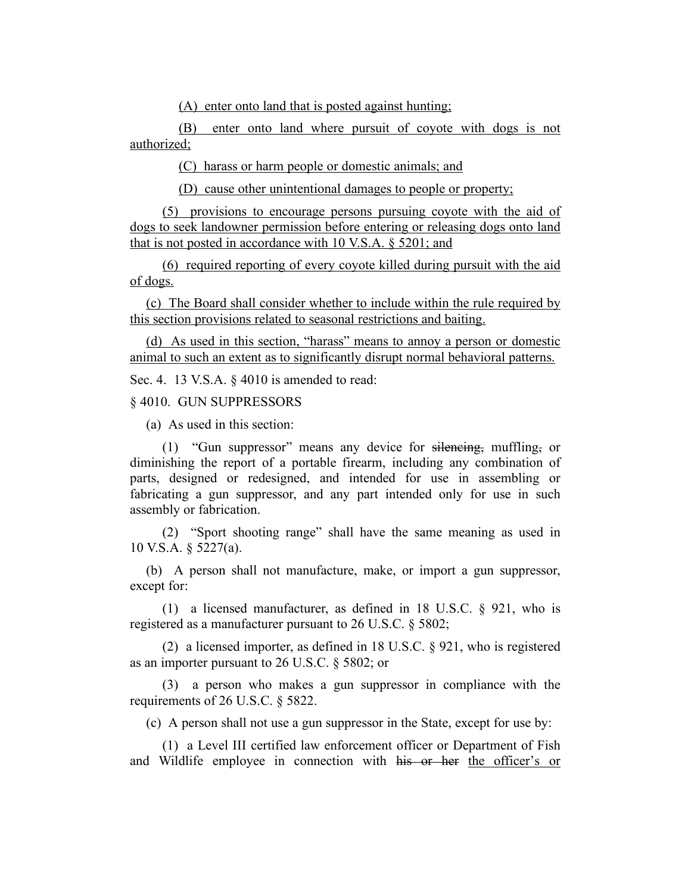(A) enter onto land that is posted against hunting;

(B) enter onto land where pursuit of coyote with dogs is not authorized;

(C) harass or harm people or domestic animals; and

(D) cause other unintentional damages to people or property;

(5) provisions to encourage persons pursuing coyote with the aid of dogs to seek landowner permission before entering or releasing dogs onto land that is not posted in accordance with 10 V.S.A. § 5201; and

(6) required reporting of every coyote killed during pursuit with the aid of dogs.

(c) The Board shall consider whether to include within the rule required by this section provisions related to seasonal restrictions and baiting.

(d) As used in this section, "harass" means to annoy a person or domestic animal to such an extent as to significantly disrupt normal behavioral patterns.

Sec. 4. 13 V.S.A. § 4010 is amended to read:

§ 4010. GUN SUPPRESSORS

(a) As used in this section:

(1) "Gun suppressor" means any device for ~~silencing,~~ muffling~~,~~ or diminishing the report of a portable firearm, including any combination of parts, designed or redesigned, and intended for use in assembling or fabricating a gun suppressor, and any part intended only for use in such assembly or fabrication.

(2) "Sport shooting range" shall have the same meaning as used in 10 V.S.A. § 5227(a).

(b) A person shall not manufacture, make, or import a gun suppressor, except for:

(1) a licensed manufacturer, as defined in 18 U.S.C. § 921, who is registered as a manufacturer pursuant to 26 U.S.C. § 5802;

(2) a licensed importer, as defined in 18 U.S.C. § 921, who is registered as an importer pursuant to 26 U.S.C. § 5802; or

(3) a person who makes a gun suppressor in compliance with the requirements of 26 U.S.C. § 5822.

(c) A person shall not use a gun suppressor in the State, except for use by:

(1) a Level III certified law enforcement officer or Department of Fish and Wildlife employee in connection with ~~his or her~~ the officer's or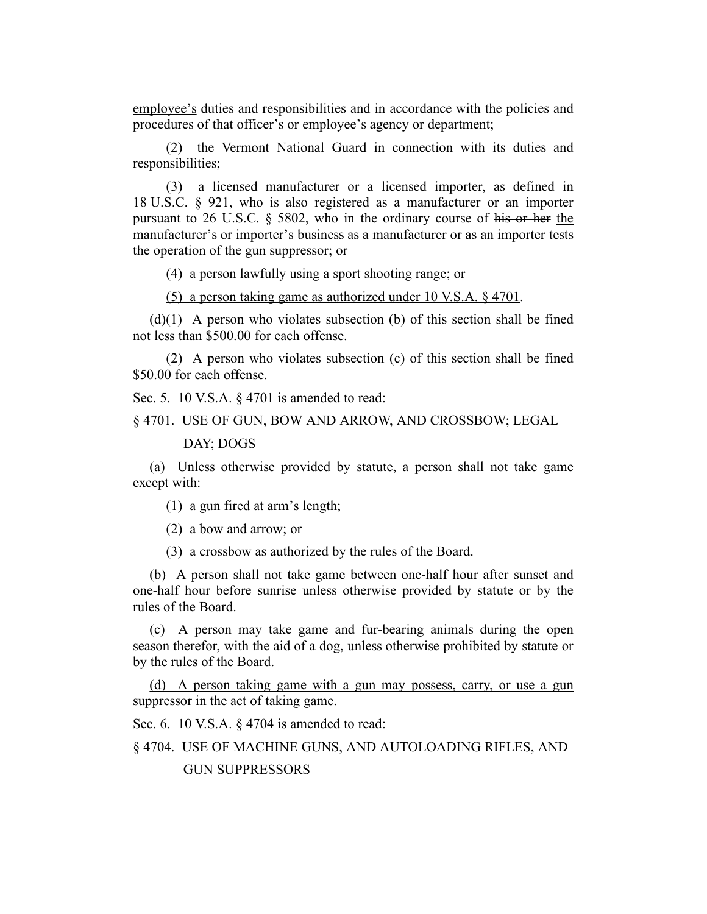employee's duties and responsibilities and in accordance with the policies and procedures of that officer's or employee's agency or department;

(2) the Vermont National Guard in connection with its duties and responsibilities;

(3) a licensed manufacturer or a licensed importer, as defined in 18 U.S.C. § 921, who is also registered as a manufacturer or an importer pursuant to 26 U.S.C. § 5802, who in the ordinary course of ~~his or her~~ the manufacturer's or importer's business as a manufacturer or as an importer tests the operation of the gun suppressor; ~~or~~

(4) a person lawfully using a sport shooting range; or

(5) a person taking game as authorized under 10 V.S.A. § 4701.

(d)(1) A person who violates subsection (b) of this section shall be fined not less than $500.00 for each offense.

(2) A person who violates subsection (c) of this section shall be fined $50.00 for each offense.

Sec. 5. 10 V.S.A. § 4701 is amended to read:

§ 4701. USE OF GUN, BOW AND ARROW, AND CROSSBOW; LEGAL DAY; DOGS

(a) Unless otherwise provided by statute, a person shall not take game except with:

(1) a gun fired at arm's length;

(2) a bow and arrow; or

(3) a crossbow as authorized by the rules of the Board.

(b) A person shall not take game between one-half hour after sunset and one-half hour before sunrise unless otherwise provided by statute or by the rules of the Board.

(c) A person may take game and fur-bearing animals during the open season therefor, with the aid of a dog, unless otherwise prohibited by statute or by the rules of the Board.

(d) A person taking game with a gun may possess, carry, or use a gun suppressor in the act of taking game.

Sec. 6. 10 V.S.A. § 4704 is amended to read:

§ 4704. USE OF MACHINE GUNS~~,~~ AND AUTOLOADING RIFLES~~, AND GUN SUPPRESSORS~~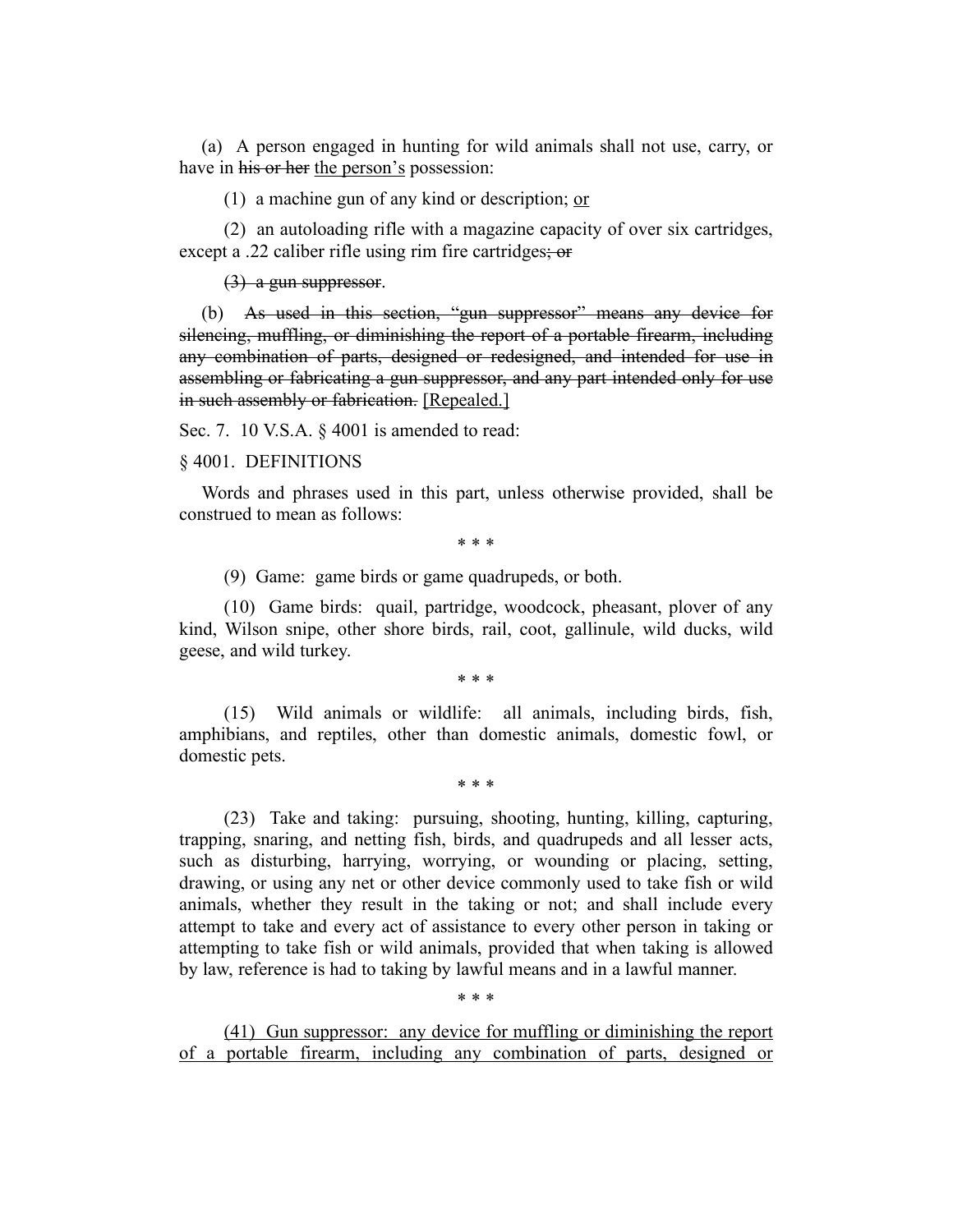(a) A person engaged in hunting for wild animals shall not use, carry, or have in ~~his or her~~ <u>the person's</u> possession:

(1) a machine gun of any kind or description; <u>or</u>

(2) an autoloading rifle with a magazine capacity of over six cartridges, except a .22 caliber rifle using rim fire cartridges~~; or~~

~~(3) a gun suppressor~~.

(b) ~~As used in this section, "gun suppressor" means any device for silencing, muffling, or diminishing the report of a portable firearm, including any combination of parts, designed or redesigned, and intended for use in assembling or fabricating a gun suppressor, and any part intended only for use in such assembly or fabrication.~~ <u>[Repealed.]</u>

Sec. 7. 10 V.S.A. § 4001 is amended to read:

§ 4001. DEFINITIONS

Words and phrases used in this part, unless otherwise provided, shall be construed to mean as follows:

\* \* \*

(9) Game: game birds or game quadrupeds, or both.

(10) Game birds: quail, partridge, woodcock, pheasant, plover of any kind, Wilson snipe, other shore birds, rail, coot, gallinule, wild ducks, wild geese, and wild turkey.

\* \* \*

(15) Wild animals or wildlife: all animals, including birds, fish, amphibians, and reptiles, other than domestic animals, domestic fowl, or domestic pets.

\* \* \*

(23) Take and taking: pursuing, shooting, hunting, killing, capturing, trapping, snaring, and netting fish, birds, and quadrupeds and all lesser acts, such as disturbing, harrying, worrying, or wounding or placing, setting, drawing, or using any net or other device commonly used to take fish or wild animals, whether they result in the taking or not; and shall include every attempt to take and every act of assistance to every other person in taking or attempting to take fish or wild animals, provided that when taking is allowed by law, reference is had to taking by lawful means and in a lawful manner.

\* \* \*

<u>(41) Gun suppressor: any device for muffling or diminishing the report of a portable firearm, including any combination of parts, designed or</u>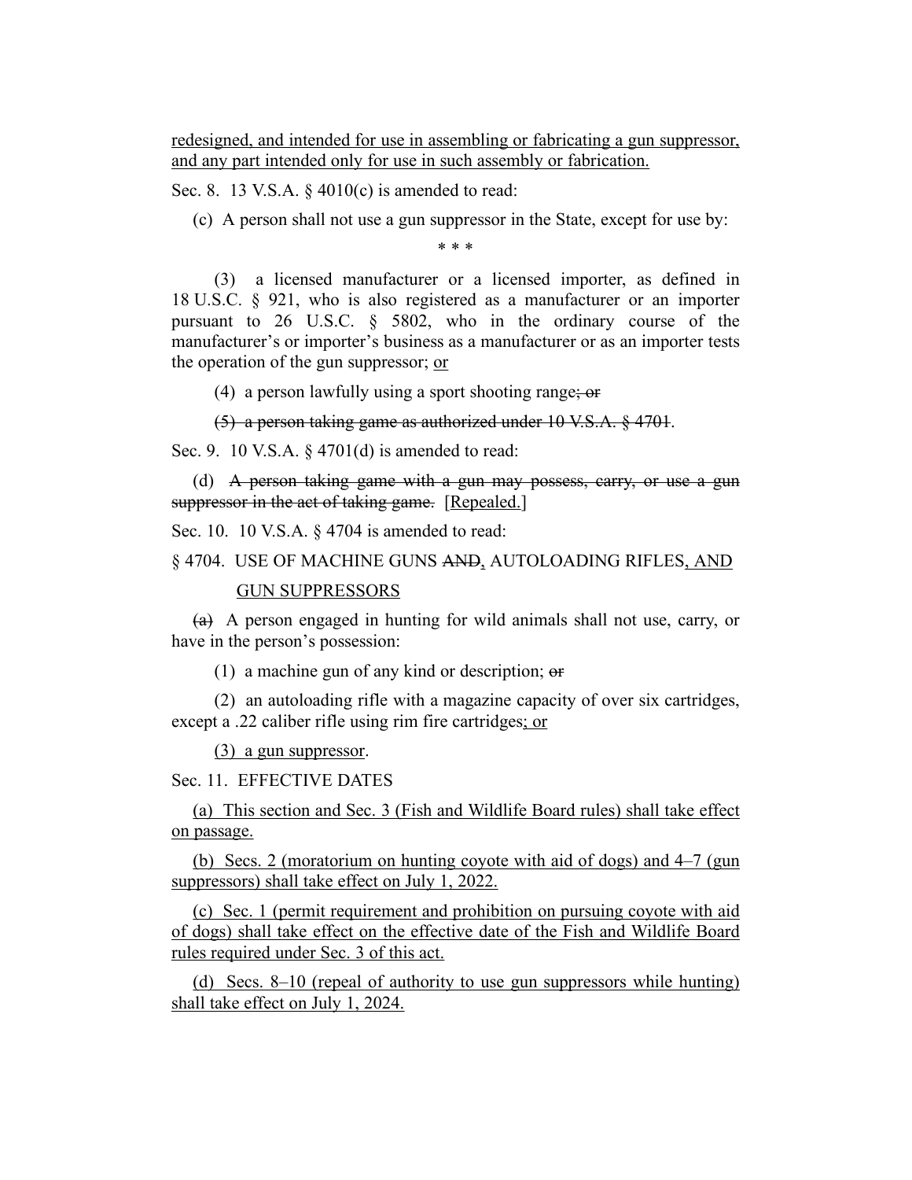redesigned, and intended for use in assembling or fabricating a gun suppressor, and any part intended only for use in such assembly or fabrication.

Sec. 8. 13 V.S.A. § 4010(c) is amended to read:

(c) A person shall not use a gun suppressor in the State, except for use by:

\* \* \*

(3) a licensed manufacturer or a licensed importer, as defined in 18 U.S.C. § 921, who is also registered as a manufacturer or an importer pursuant to 26 U.S.C. § 5802, who in the ordinary course of the manufacturer's or importer's business as a manufacturer or as an importer tests the operation of the gun suppressor; or

(4) a person lawfully using a sport shooting range; or

~~(5) a person taking game as authorized under 10 V.S.A. § 4701~~.

Sec. 9. 10 V.S.A. § 4701(d) is amended to read:

(d) ~~A person taking game with a gun may possess, carry, or use a gun suppressor in the act of taking game.~~ [Repealed.]

Sec. 10. 10 V.S.A. § 4704 is amended to read:

§ 4704. USE OF MACHINE GUNS ~~AND~~, AUTOLOADING RIFLES, AND GUN SUPPRESSORS

~~(a)~~ A person engaged in hunting for wild animals shall not use, carry, or have in the person's possession:

(1) a machine gun of any kind or description; ~~or~~

(2) an autoloading rifle with a magazine capacity of over six cartridges, except a .22 caliber rifle using rim fire cartridges; or

(3) a gun suppressor.

Sec. 11. EFFECTIVE DATES

(a) This section and Sec. 3 (Fish and Wildlife Board rules) shall take effect on passage.

(b) Secs. 2 (moratorium on hunting coyote with aid of dogs) and 4–7 (gun suppressors) shall take effect on July 1, 2022.

(c) Sec. 1 (permit requirement and prohibition on pursuing coyote with aid of dogs) shall take effect on the effective date of the Fish and Wildlife Board rules required under Sec. 3 of this act.

(d) Secs. 8–10 (repeal of authority to use gun suppressors while hunting) shall take effect on July 1, 2024.